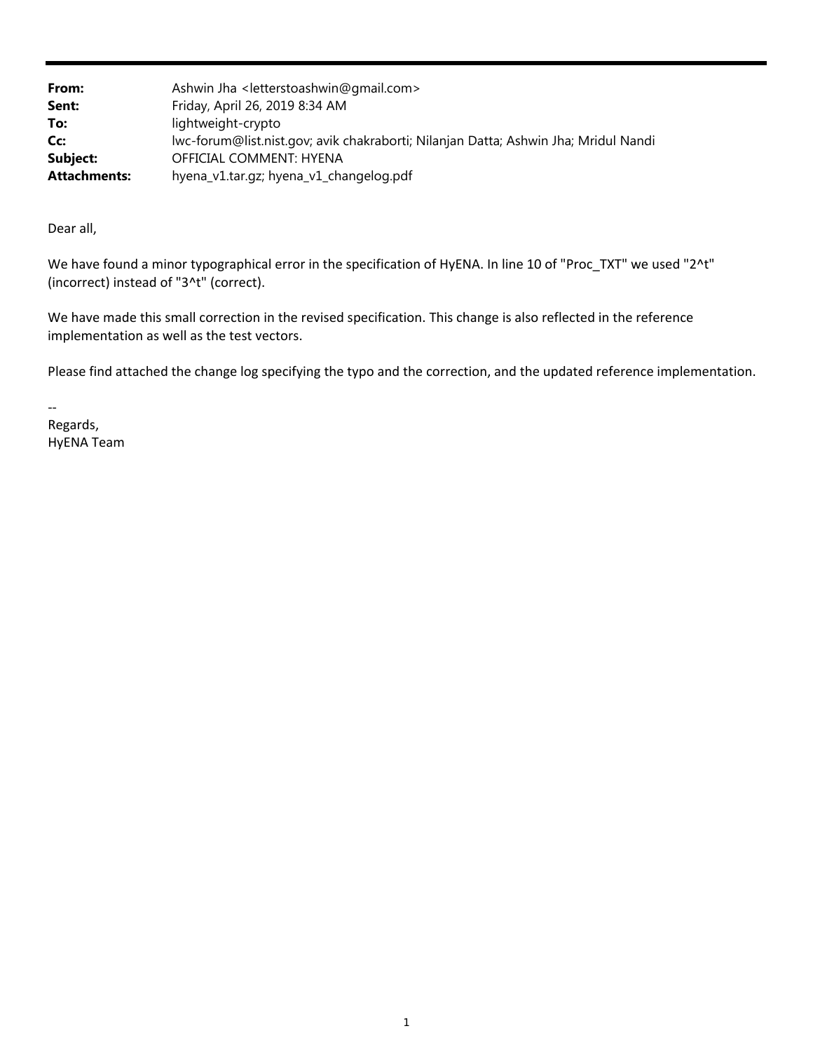| | |
|---|---|
| **From:** | Ashwin Jha <letterstoashwin@gmail.com> |
| **Sent:** | Friday, April 26, 2019 8:34 AM |
| **To:** | lightweight-crypto |
| **Cc:** | lwc-forum@list.nist.gov; avik chakraborti; Nilanjan Datta; Ashwin Jha; Mridul Nandi |
| **Subject:** | OFFICIAL COMMENT: HYENA |
| **Attachments:** | hyena_v1.tar.gz; hyena_v1_changelog.pdf |

Dear all,

We have found a minor typographical error in the specification of HyENA. In line 10 of "Proc_TXT" we used "2^t" (incorrect) instead of "3^t" (correct).

We have made this small correction in the revised specification. This change is also reflected in the reference implementation as well as the test vectors.

Please find attached the change log specifying the typo and the correction, and the updated reference implementation.

--
Regards,
HyENA Team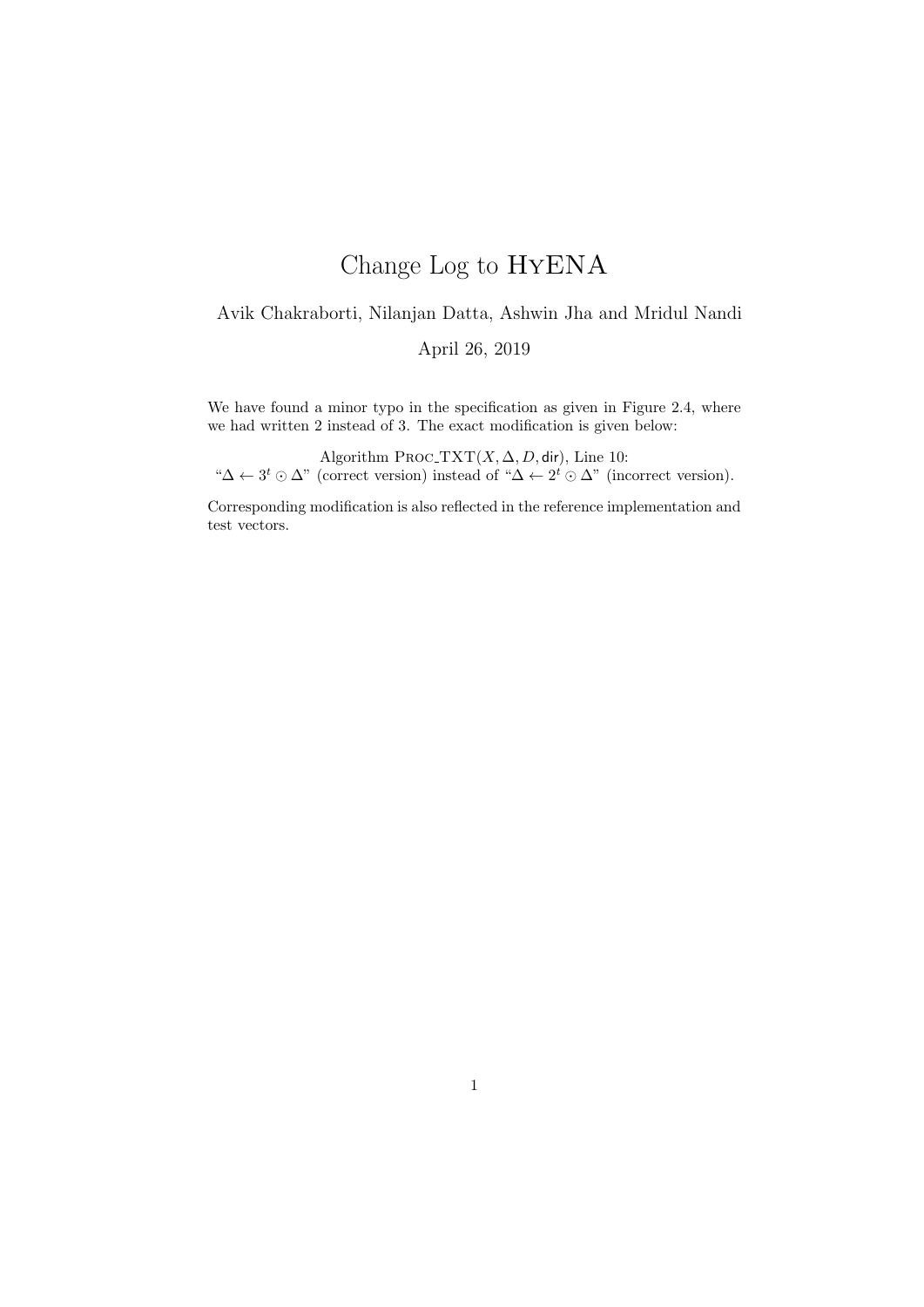# Change Log to HyENA

Avik Chakraborti, Nilanjan Datta, Ashwin Jha and Mridul Nandi

April 26, 2019

We have found a minor typo in the specification as given in Figure 2.4, where we had written 2 instead of 3. The exact modification is given below:

Algorithm Proc_TXT($X, \Delta, D, \mathsf{dir}$), Line 10:
"$\Delta \leftarrow 3^t \odot \Delta$" (correct version) instead of "$\Delta \leftarrow 2^t \odot \Delta$" (incorrect version).

Corresponding modification is also reflected in the reference implementation and test vectors.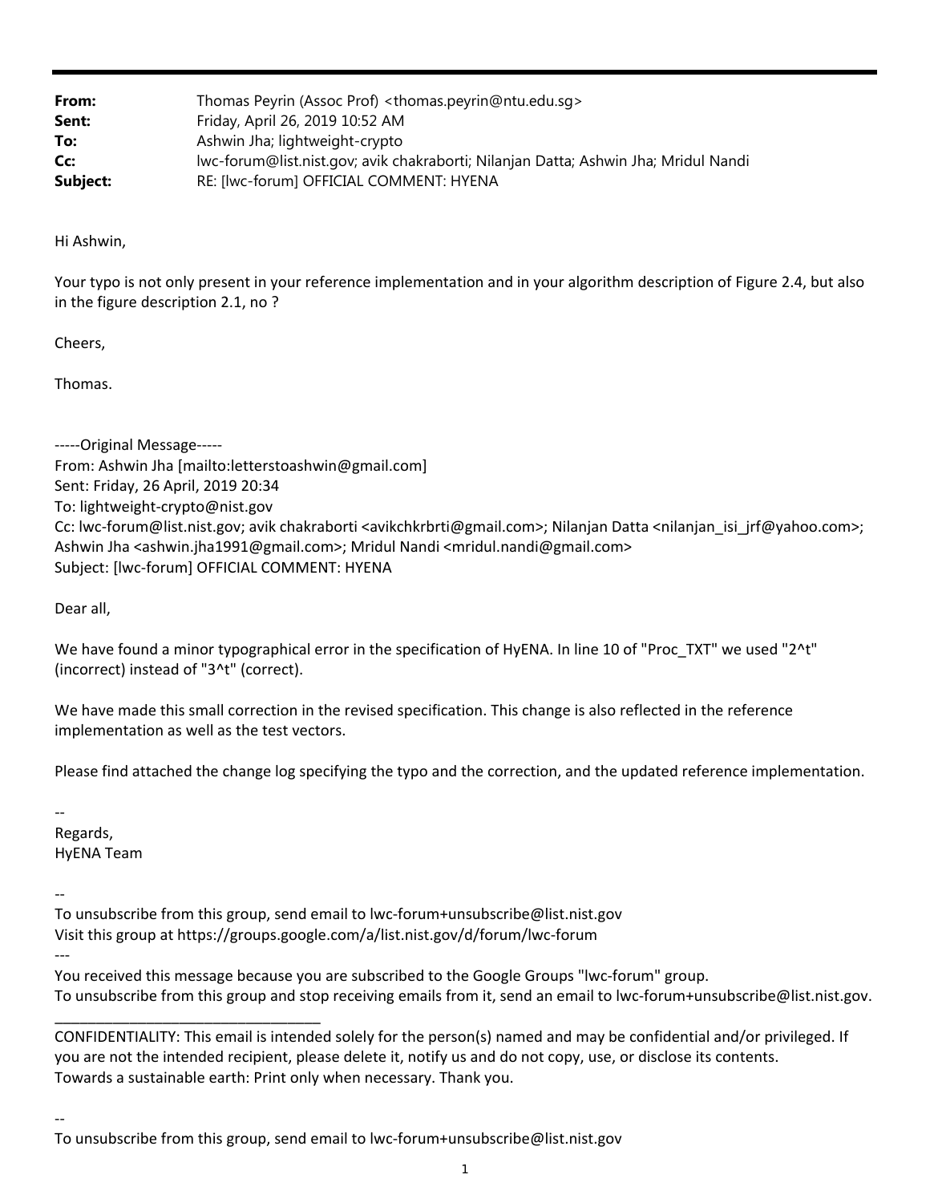**From:** Thomas Peyrin (Assoc Prof) <thomas.peyrin@ntu.edu.sg>
**Sent:** Friday, April 26, 2019 10:52 AM
**To:** Ashwin Jha; lightweight-crypto
**Cc:** lwc-forum@list.nist.gov; avik chakraborti; Nilanjan Datta; Ashwin Jha; Mridul Nandi
**Subject:** RE: [lwc-forum] OFFICIAL COMMENT: HYENA

Hi Ashwin,

Your typo is not only present in your reference implementation and in your algorithm description of Figure 2.4, but also in the figure description 2.1, no ?

Cheers,

Thomas.

-----Original Message-----
From: Ashwin Jha [mailto:letterstoashwin@gmail.com]
Sent: Friday, 26 April, 2019 20:34
To: lightweight-crypto@nist.gov
Cc: lwc-forum@list.nist.gov; avik chakraborti <avikchkrbrti@gmail.com>; Nilanjan Datta <nilanjan_isi_jrf@yahoo.com>; Ashwin Jha <ashwin.jha1991@gmail.com>; Mridul Nandi <mridul.nandi@gmail.com>
Subject: [lwc-forum] OFFICIAL COMMENT: HYENA

Dear all,

We have found a minor typographical error in the specification of HyENA. In line 10 of "Proc_TXT" we used "2^t" (incorrect) instead of "3^t" (correct).

We have made this small correction in the revised specification. This change is also reflected in the reference implementation as well as the test vectors.

Please find attached the change log specifying the typo and the correction, and the updated reference implementation.

--
Regards,
HyENA Team

--
To unsubscribe from this group, send email to lwc-forum+unsubscribe@list.nist.gov
Visit this group at https://groups.google.com/a/list.nist.gov/d/forum/lwc-forum
---
You received this message because you are subscribed to the Google Groups "lwc-forum" group.
To unsubscribe from this group and stop receiving emails from it, send an email to lwc-forum+unsubscribe@list.nist.gov.

________________________________

CONFIDENTIALITY: This email is intended solely for the person(s) named and may be confidential and/or privileged. If you are not the intended recipient, please delete it, notify us and do not copy, use, or disclose its contents.
Towards a sustainable earth: Print only when necessary. Thank you.

--
To unsubscribe from this group, send email to lwc-forum+unsubscribe@list.nist.gov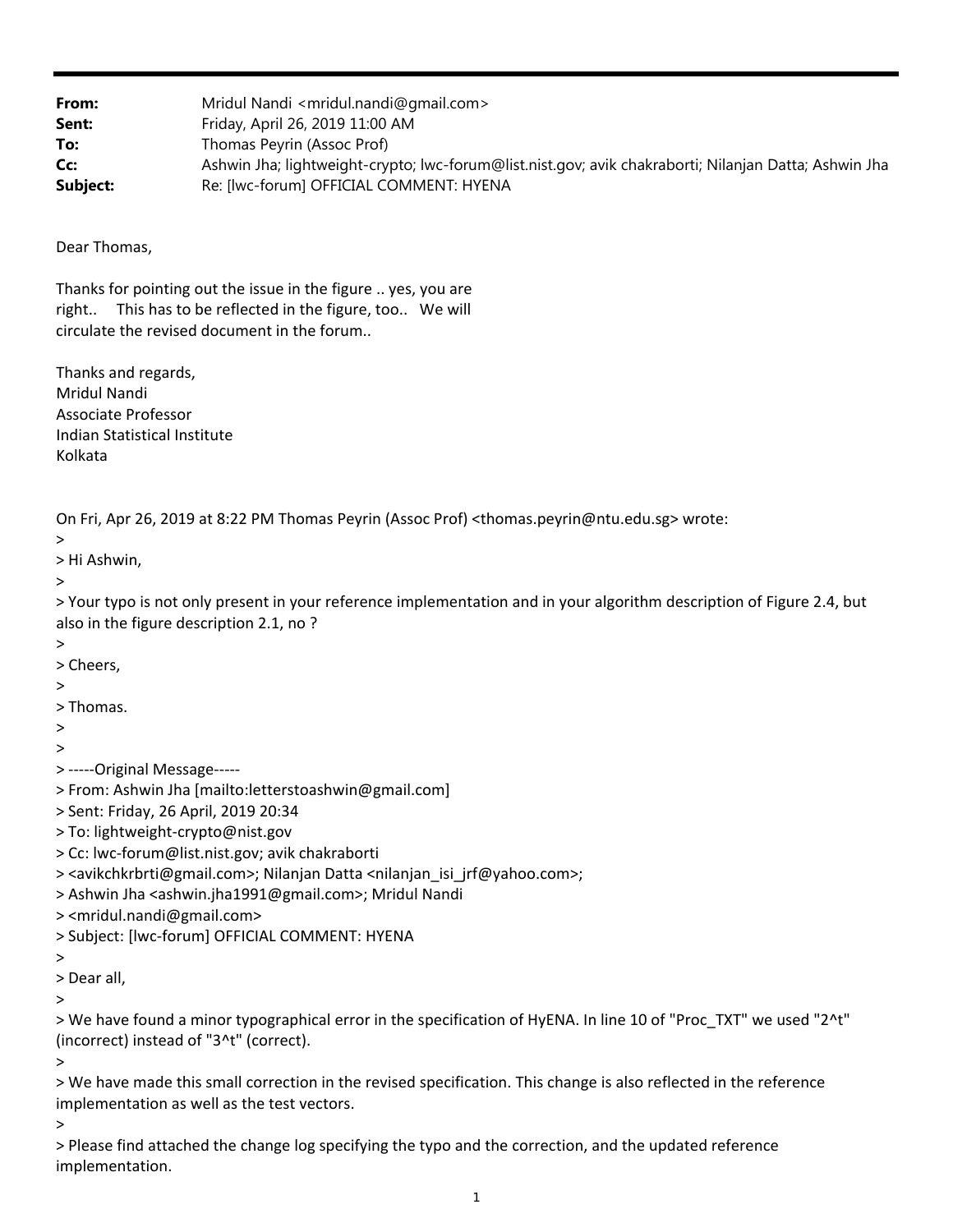| | |
|---|---|
| **From:** | Mridul Nandi <mridul.nandi@gmail.com> |
| **Sent:** | Friday, April 26, 2019 11:00 AM |
| **To:** | Thomas Peyrin (Assoc Prof) |
| **Cc:** | Ashwin Jha; lightweight-crypto; lwc-forum@list.nist.gov; avik chakraborti; Nilanjan Datta; Ashwin Jha |
| **Subject:** | Re: [lwc-forum] OFFICIAL COMMENT: HYENA |

Dear Thomas,

Thanks for pointing out the issue in the figure .. yes, you are
right.. This has to be reflected in the figure, too.. We will
circulate the revised document in the forum..

Thanks and regards,
Mridul Nandi
Associate Professor
Indian Statistical Institute
Kolkata

On Fri, Apr 26, 2019 at 8:22 PM Thomas Peyrin (Assoc Prof) <thomas.peyrin@ntu.edu.sg> wrote:
>
> Hi Ashwin,
>
> Your typo is not only present in your reference implementation and in your algorithm description of Figure 2.4, but also in the figure description 2.1, no ?
>
> Cheers,
>
> Thomas.
>
>
> -----Original Message-----
> From: Ashwin Jha [mailto:letterstoashwin@gmail.com]
> Sent: Friday, 26 April, 2019 20:34
> To: lightweight-crypto@nist.gov
> Cc: lwc-forum@list.nist.gov; avik chakraborti
> <avikchkrbrti@gmail.com>; Nilanjan Datta <nilanjan_isi_jrf@yahoo.com>;
> Ashwin Jha <ashwin.jha1991@gmail.com>; Mridul Nandi
> <mridul.nandi@gmail.com>
> Subject: [lwc-forum] OFFICIAL COMMENT: HYENA
>
> Dear all,
>
> We have found a minor typographical error in the specification of HyENA. In line 10 of "Proc_TXT" we used "2^t" (incorrect) instead of "3^t" (correct).
>
> We have made this small correction in the revised specification. This change is also reflected in the reference implementation as well as the test vectors.
>
> Please find attached the change log specifying the typo and the correction, and the updated reference implementation.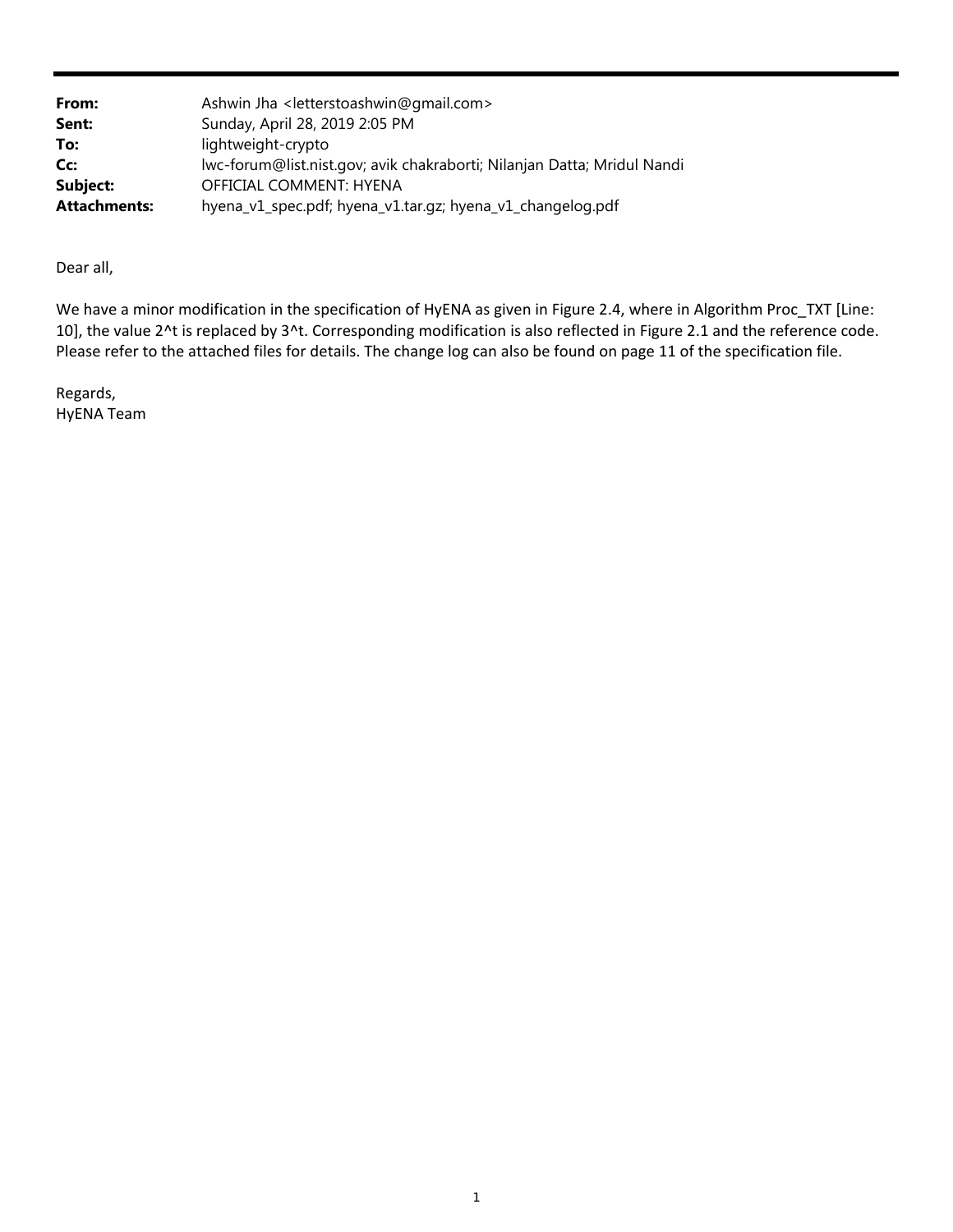| | |
|---|---|
| **From:** | Ashwin Jha <letterstoashwin@gmail.com> |
| **Sent:** | Sunday, April 28, 2019 2:05 PM |
| **To:** | lightweight-crypto |
| **Cc:** | lwc-forum@list.nist.gov; avik chakraborti; Nilanjan Datta; Mridul Nandi |
| **Subject:** | OFFICIAL COMMENT: HYENA |
| **Attachments:** | hyena_v1_spec.pdf; hyena_v1.tar.gz; hyena_v1_changelog.pdf |

Dear all,

We have a minor modification in the specification of HyENA as given in Figure 2.4, where in Algorithm Proc_TXT [Line: 10], the value 2^t is replaced by 3^t. Corresponding modification is also reflected in Figure 2.1 and the reference code. Please refer to the attached files for details. The change log can also be found on page 11 of the specification file.

Regards,
HyENA Team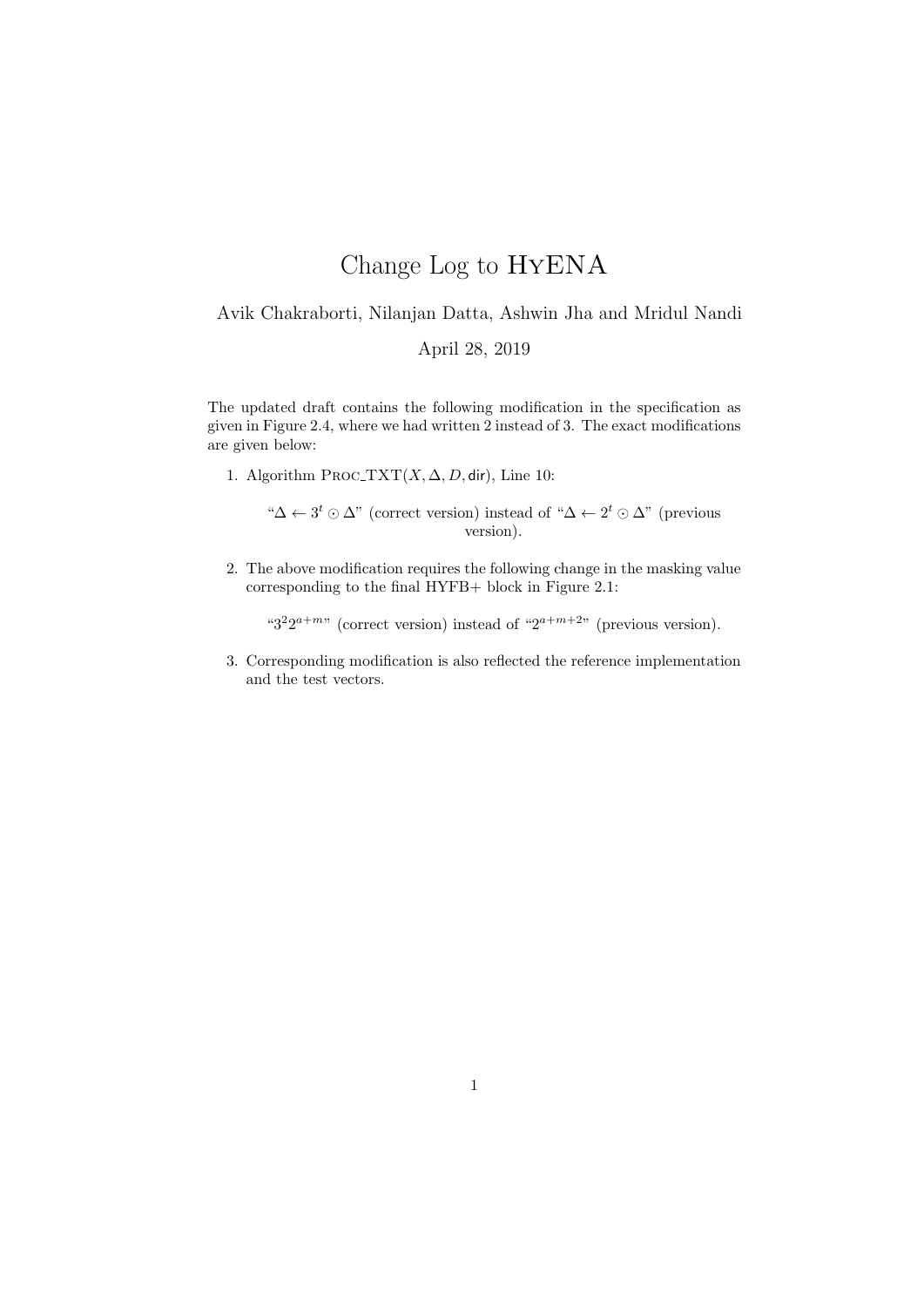# Change Log to HyENA

Avik Chakraborti, Nilanjan Datta, Ashwin Jha and Mridul Nandi

April 28, 2019

The updated draft contains the following modification in the specification as given in Figure 2.4, where we had written 2 instead of 3. The exact modifications are given below:

1. Algorithm PROC_TXT$(X, \Delta, D, \mathsf{dir})$, Line 10:

   "$\Delta \leftarrow 3^t \odot \Delta$" (correct version) instead of "$\Delta \leftarrow 2^t \odot \Delta$" (previous version).

2. The above modification requires the following change in the masking value corresponding to the final HYFB+ block in Figure 2.1:

   "$3^2 2^{a+m}$" (correct version) instead of "$2^{a+m+2}$" (previous version).

3. Corresponding modification is also reflected the reference implementation and the test vectors.